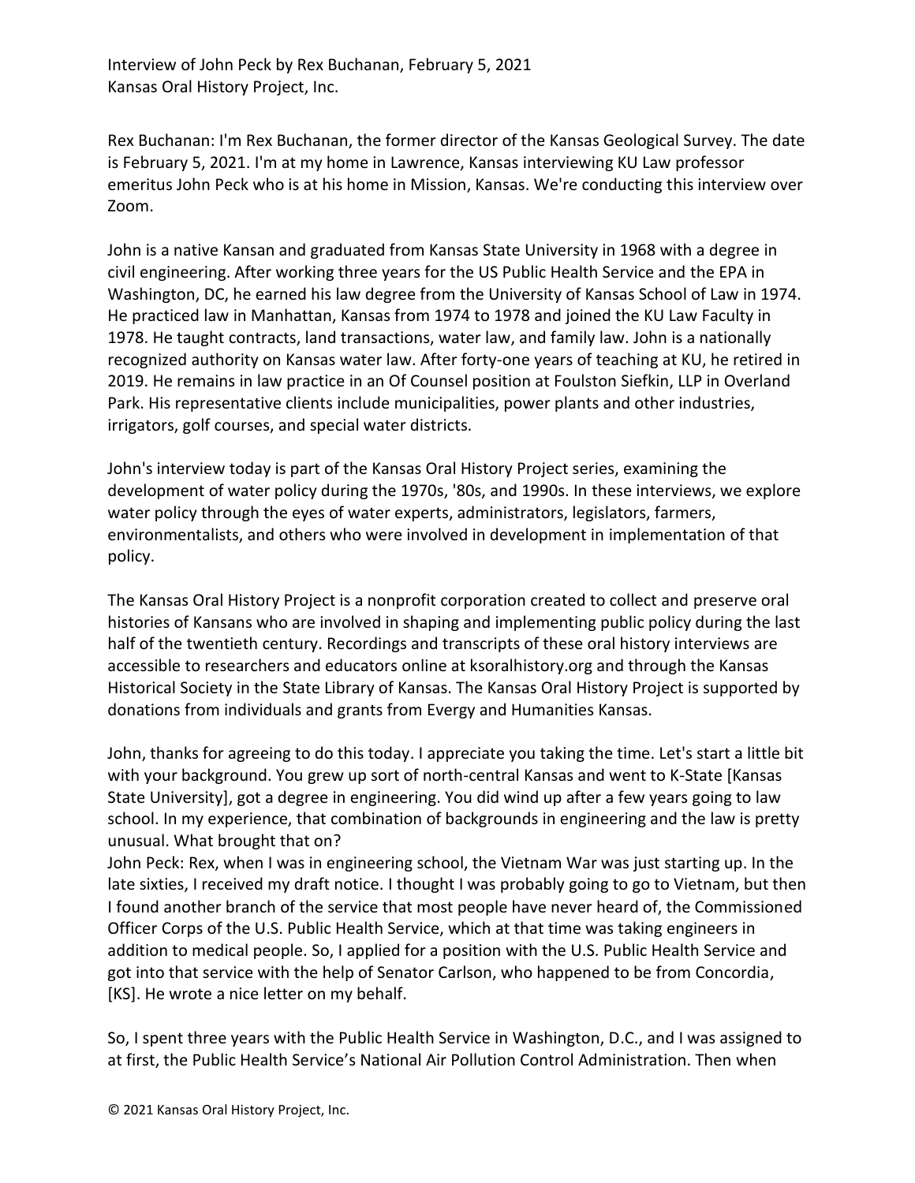Interview of John Peck by Rex Buchanan, February 5, 2021
Kansas Oral History Project, Inc.

Rex Buchanan: I'm Rex Buchanan, the former director of the Kansas Geological Survey. The date is February 5, 2021. I'm at my home in Lawrence, Kansas interviewing KU Law professor emeritus John Peck who is at his home in Mission, Kansas. We're conducting this interview over Zoom.

John is a native Kansan and graduated from Kansas State University in 1968 with a degree in civil engineering. After working three years for the US Public Health Service and the EPA in Washington, DC, he earned his law degree from the University of Kansas School of Law in 1974. He practiced law in Manhattan, Kansas from 1974 to 1978 and joined the KU Law Faculty in 1978. He taught contracts, land transactions, water law, and family law. John is a nationally recognized authority on Kansas water law. After forty-one years of teaching at KU, he retired in 2019. He remains in law practice in an Of Counsel position at Foulston Siefkin, LLP in Overland Park. His representative clients include municipalities, power plants and other industries, irrigators, golf courses, and special water districts.

John's interview today is part of the Kansas Oral History Project series, examining the development of water policy during the 1970s, '80s, and 1990s. In these interviews, we explore water policy through the eyes of water experts, administrators, legislators, farmers, environmentalists, and others who were involved in development in implementation of that policy.

The Kansas Oral History Project is a nonprofit corporation created to collect and preserve oral histories of Kansans who are involved in shaping and implementing public policy during the last half of the twentieth century. Recordings and transcripts of these oral history interviews are accessible to researchers and educators online at ksoralhistory.org and through the Kansas Historical Society in the State Library of Kansas. The Kansas Oral History Project is supported by donations from individuals and grants from Evergy and Humanities Kansas.

John, thanks for agreeing to do this today. I appreciate you taking the time. Let's start a little bit with your background. You grew up sort of north-central Kansas and went to K-State [Kansas State University], got a degree in engineering. You did wind up after a few years going to law school. In my experience, that combination of backgrounds in engineering and the law is pretty unusual. What brought that on?

John Peck: Rex, when I was in engineering school, the Vietnam War was just starting up. In the late sixties, I received my draft notice. I thought I was probably going to go to Vietnam, but then I found another branch of the service that most people have never heard of, the Commissioned Officer Corps of the U.S. Public Health Service, which at that time was taking engineers in addition to medical people. So, I applied for a position with the U.S. Public Health Service and got into that service with the help of Senator Carlson, who happened to be from Concordia, [KS]. He wrote a nice letter on my behalf.

So, I spent three years with the Public Health Service in Washington, D.C., and I was assigned to at first, the Public Health Service's National Air Pollution Control Administration. Then when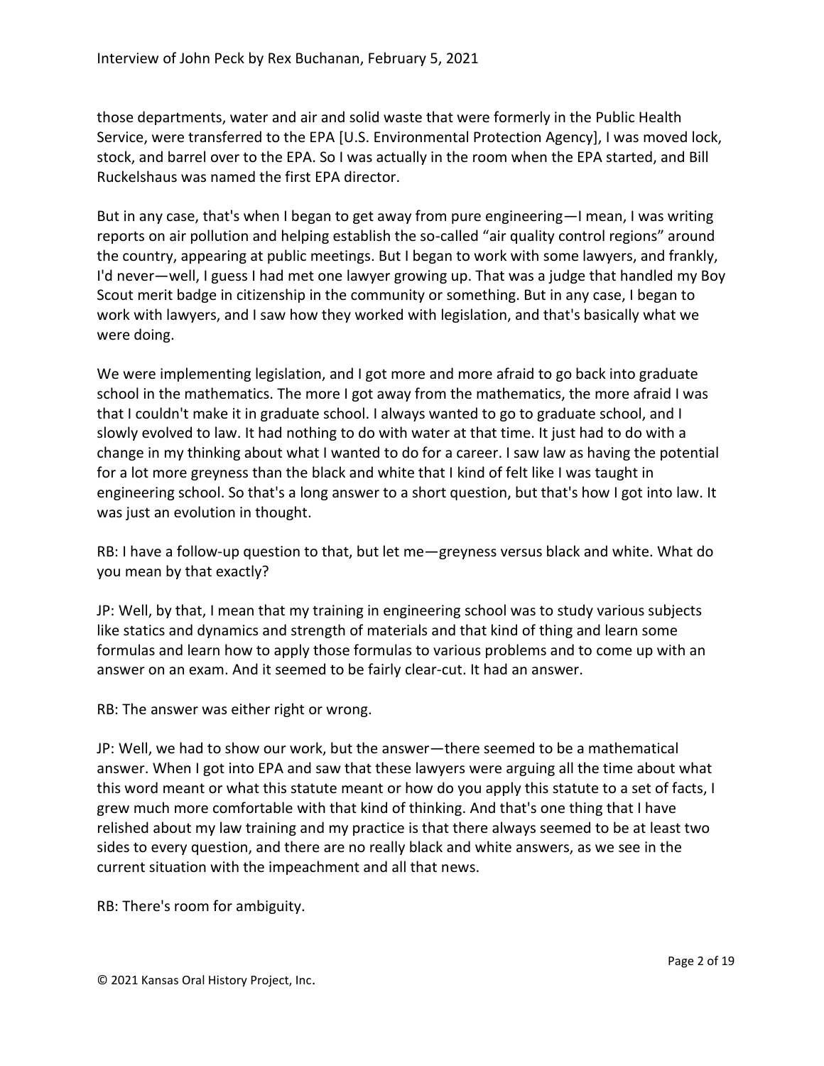those departments, water and air and solid waste that were formerly in the Public Health Service, were transferred to the EPA [U.S. Environmental Protection Agency], I was moved lock, stock, and barrel over to the EPA. So I was actually in the room when the EPA started, and Bill Ruckelshaus was named the first EPA director.

But in any case, that's when I began to get away from pure engineering—I mean, I was writing reports on air pollution and helping establish the so-called "air quality control regions" around the country, appearing at public meetings. But I began to work with some lawyers, and frankly, I'd never—well, I guess I had met one lawyer growing up. That was a judge that handled my Boy Scout merit badge in citizenship in the community or something. But in any case, I began to work with lawyers, and I saw how they worked with legislation, and that's basically what we were doing.

We were implementing legislation, and I got more and more afraid to go back into graduate school in the mathematics. The more I got away from the mathematics, the more afraid I was that I couldn't make it in graduate school. I always wanted to go to graduate school, and I slowly evolved to law. It had nothing to do with water at that time. It just had to do with a change in my thinking about what I wanted to do for a career. I saw law as having the potential for a lot more greyness than the black and white that I kind of felt like I was taught in engineering school. So that's a long answer to a short question, but that's how I got into law. It was just an evolution in thought.

RB: I have a follow-up question to that, but let me—greyness versus black and white. What do you mean by that exactly?

JP: Well, by that, I mean that my training in engineering school was to study various subjects like statics and dynamics and strength of materials and that kind of thing and learn some formulas and learn how to apply those formulas to various problems and to come up with an answer on an exam. And it seemed to be fairly clear-cut. It had an answer.

RB: The answer was either right or wrong.

JP: Well, we had to show our work, but the answer—there seemed to be a mathematical answer. When I got into EPA and saw that these lawyers were arguing all the time about what this word meant or what this statute meant or how do you apply this statute to a set of facts, I grew much more comfortable with that kind of thinking. And that's one thing that I have relished about my law training and my practice is that there always seemed to be at least two sides to every question, and there are no really black and white answers, as we see in the current situation with the impeachment and all that news.

RB: There's room for ambiguity.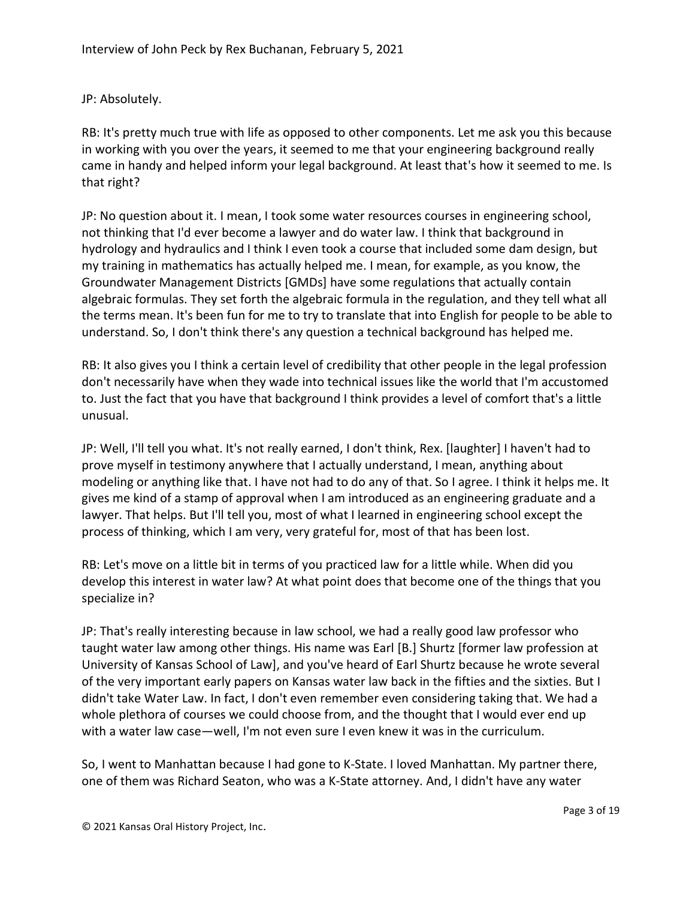JP: Absolutely.

RB: It's pretty much true with life as opposed to other components. Let me ask you this because in working with you over the years, it seemed to me that your engineering background really came in handy and helped inform your legal background. At least that's how it seemed to me. Is that right?

JP: No question about it. I mean, I took some water resources courses in engineering school, not thinking that I'd ever become a lawyer and do water law. I think that background in hydrology and hydraulics and I think I even took a course that included some dam design, but my training in mathematics has actually helped me. I mean, for example, as you know, the Groundwater Management Districts [GMDs] have some regulations that actually contain algebraic formulas. They set forth the algebraic formula in the regulation, and they tell what all the terms mean. It's been fun for me to try to translate that into English for people to be able to understand. So, I don't think there's any question a technical background has helped me.

RB: It also gives you I think a certain level of credibility that other people in the legal profession don't necessarily have when they wade into technical issues like the world that I'm accustomed to. Just the fact that you have that background I think provides a level of comfort that's a little unusual.

JP: Well, I'll tell you what. It's not really earned, I don't think, Rex. [laughter] I haven't had to prove myself in testimony anywhere that I actually understand, I mean, anything about modeling or anything like that. I have not had to do any of that. So I agree. I think it helps me. It gives me kind of a stamp of approval when I am introduced as an engineering graduate and a lawyer. That helps. But I'll tell you, most of what I learned in engineering school except the process of thinking, which I am very, very grateful for, most of that has been lost.

RB: Let's move on a little bit in terms of you practiced law for a little while. When did you develop this interest in water law? At what point does that become one of the things that you specialize in?

JP: That's really interesting because in law school, we had a really good law professor who taught water law among other things. His name was Earl [B.] Shurtz [former law profession at University of Kansas School of Law], and you've heard of Earl Shurtz because he wrote several of the very important early papers on Kansas water law back in the fifties and the sixties. But I didn't take Water Law. In fact, I don't even remember even considering taking that. We had a whole plethora of courses we could choose from, and the thought that I would ever end up with a water law case—well, I'm not even sure I even knew it was in the curriculum.

So, I went to Manhattan because I had gone to K-State. I loved Manhattan. My partner there, one of them was Richard Seaton, who was a K-State attorney. And, I didn't have any water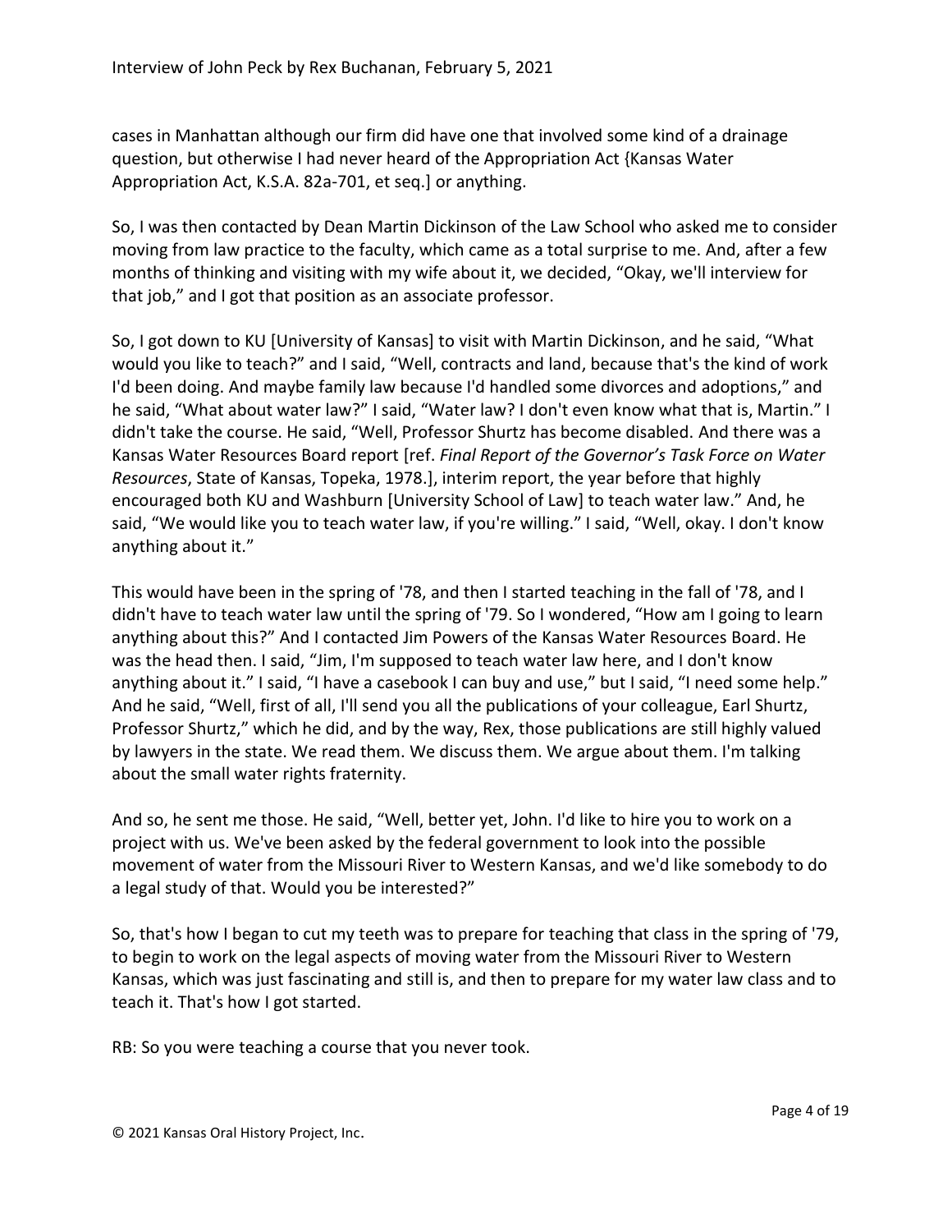cases in Manhattan although our firm did have one that involved some kind of a drainage question, but otherwise I had never heard of the Appropriation Act {Kansas Water Appropriation Act, K.S.A. 82a-701, et seq.] or anything.

So, I was then contacted by Dean Martin Dickinson of the Law School who asked me to consider moving from law practice to the faculty, which came as a total surprise to me. And, after a few months of thinking and visiting with my wife about it, we decided, "Okay, we'll interview for that job," and I got that position as an associate professor.

So, I got down to KU [University of Kansas] to visit with Martin Dickinson, and he said, "What would you like to teach?" and I said, "Well, contracts and land, because that's the kind of work I'd been doing. And maybe family law because I'd handled some divorces and adoptions," and he said, "What about water law?" I said, "Water law? I don't even know what that is, Martin." I didn't take the course. He said, "Well, Professor Shurtz has become disabled. And there was a Kansas Water Resources Board report [ref. *Final Report of the Governor's Task Force on Water Resources*, State of Kansas, Topeka, 1978.], interim report, the year before that highly encouraged both KU and Washburn [University School of Law] to teach water law." And, he said, "We would like you to teach water law, if you're willing." I said, "Well, okay. I don't know anything about it."

This would have been in the spring of '78, and then I started teaching in the fall of '78, and I didn't have to teach water law until the spring of '79. So I wondered, "How am I going to learn anything about this?" And I contacted Jim Powers of the Kansas Water Resources Board. He was the head then. I said, "Jim, I'm supposed to teach water law here, and I don't know anything about it." I said, "I have a casebook I can buy and use," but I said, "I need some help." And he said, "Well, first of all, I'll send you all the publications of your colleague, Earl Shurtz, Professor Shurtz," which he did, and by the way, Rex, those publications are still highly valued by lawyers in the state. We read them. We discuss them. We argue about them. I'm talking about the small water rights fraternity.

And so, he sent me those. He said, "Well, better yet, John. I'd like to hire you to work on a project with us. We've been asked by the federal government to look into the possible movement of water from the Missouri River to Western Kansas, and we'd like somebody to do a legal study of that. Would you be interested?"

So, that's how I began to cut my teeth was to prepare for teaching that class in the spring of '79, to begin to work on the legal aspects of moving water from the Missouri River to Western Kansas, which was just fascinating and still is, and then to prepare for my water law class and to teach it. That's how I got started.

RB: So you were teaching a course that you never took.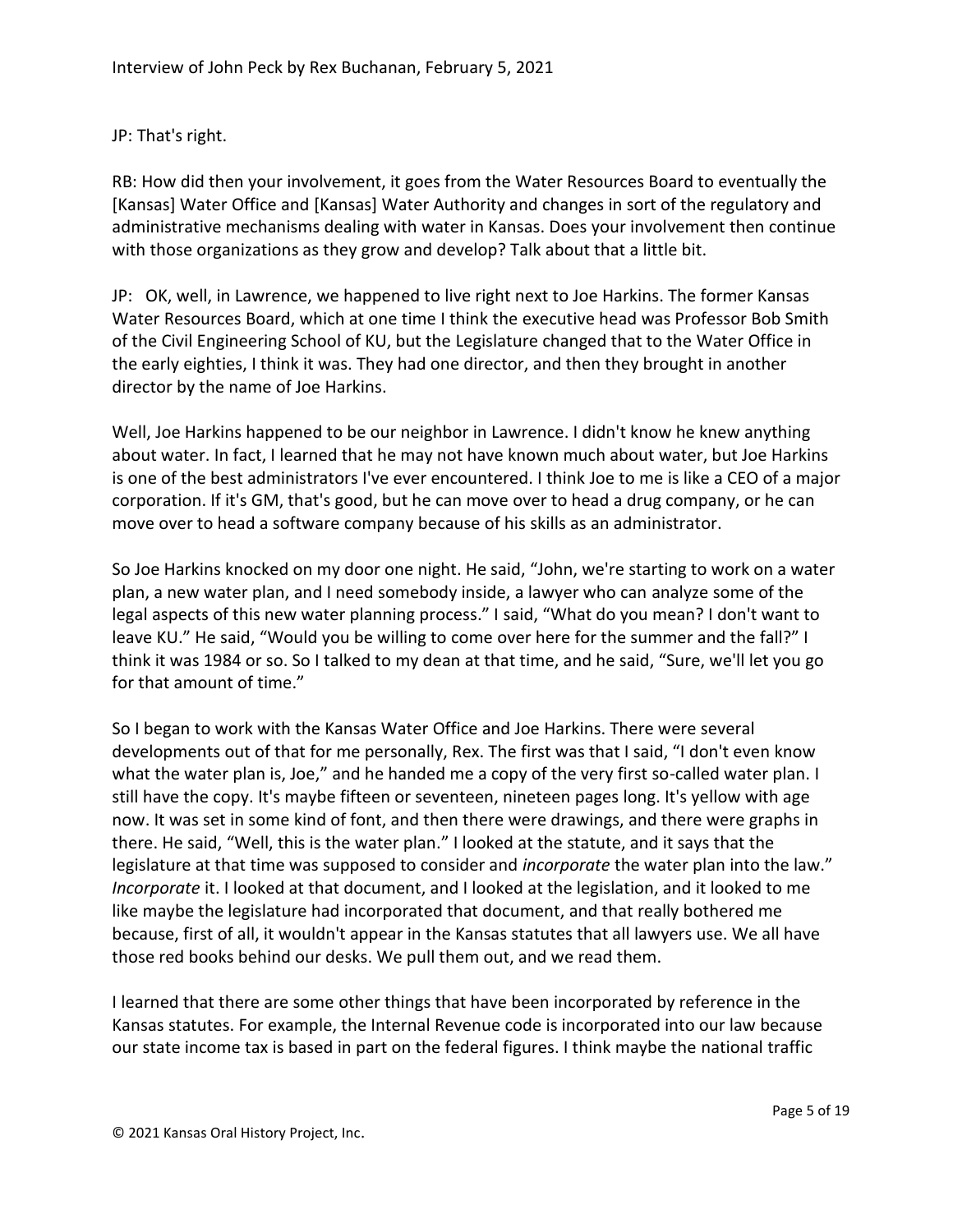JP: That's right.

RB: How did then your involvement, it goes from the Water Resources Board to eventually the [Kansas] Water Office and [Kansas] Water Authority and changes in sort of the regulatory and administrative mechanisms dealing with water in Kansas. Does your involvement then continue with those organizations as they grow and develop? Talk about that a little bit.

JP: OK, well, in Lawrence, we happened to live right next to Joe Harkins. The former Kansas Water Resources Board, which at one time I think the executive head was Professor Bob Smith of the Civil Engineering School of KU, but the Legislature changed that to the Water Office in the early eighties, I think it was. They had one director, and then they brought in another director by the name of Joe Harkins.

Well, Joe Harkins happened to be our neighbor in Lawrence. I didn't know he knew anything about water. In fact, I learned that he may not have known much about water, but Joe Harkins is one of the best administrators I've ever encountered. I think Joe to me is like a CEO of a major corporation. If it's GM, that's good, but he can move over to head a drug company, or he can move over to head a software company because of his skills as an administrator.

So Joe Harkins knocked on my door one night. He said, "John, we're starting to work on a water plan, a new water plan, and I need somebody inside, a lawyer who can analyze some of the legal aspects of this new water planning process." I said, "What do you mean? I don't want to leave KU." He said, "Would you be willing to come over here for the summer and the fall?" I think it was 1984 or so. So I talked to my dean at that time, and he said, "Sure, we'll let you go for that amount of time."

So I began to work with the Kansas Water Office and Joe Harkins. There were several developments out of that for me personally, Rex. The first was that I said, "I don't even know what the water plan is, Joe," and he handed me a copy of the very first so-called water plan. I still have the copy. It's maybe fifteen or seventeen, nineteen pages long. It's yellow with age now. It was set in some kind of font, and then there were drawings, and there were graphs in there. He said, "Well, this is the water plan." I looked at the statute, and it says that the legislature at that time was supposed to consider and *incorporate* the water plan into the law." *Incorporate* it. I looked at that document, and I looked at the legislation, and it looked to me like maybe the legislature had incorporated that document, and that really bothered me because, first of all, it wouldn't appear in the Kansas statutes that all lawyers use. We all have those red books behind our desks. We pull them out, and we read them.

I learned that there are some other things that have been incorporated by reference in the Kansas statutes. For example, the Internal Revenue code is incorporated into our law because our state income tax is based in part on the federal figures. I think maybe the national traffic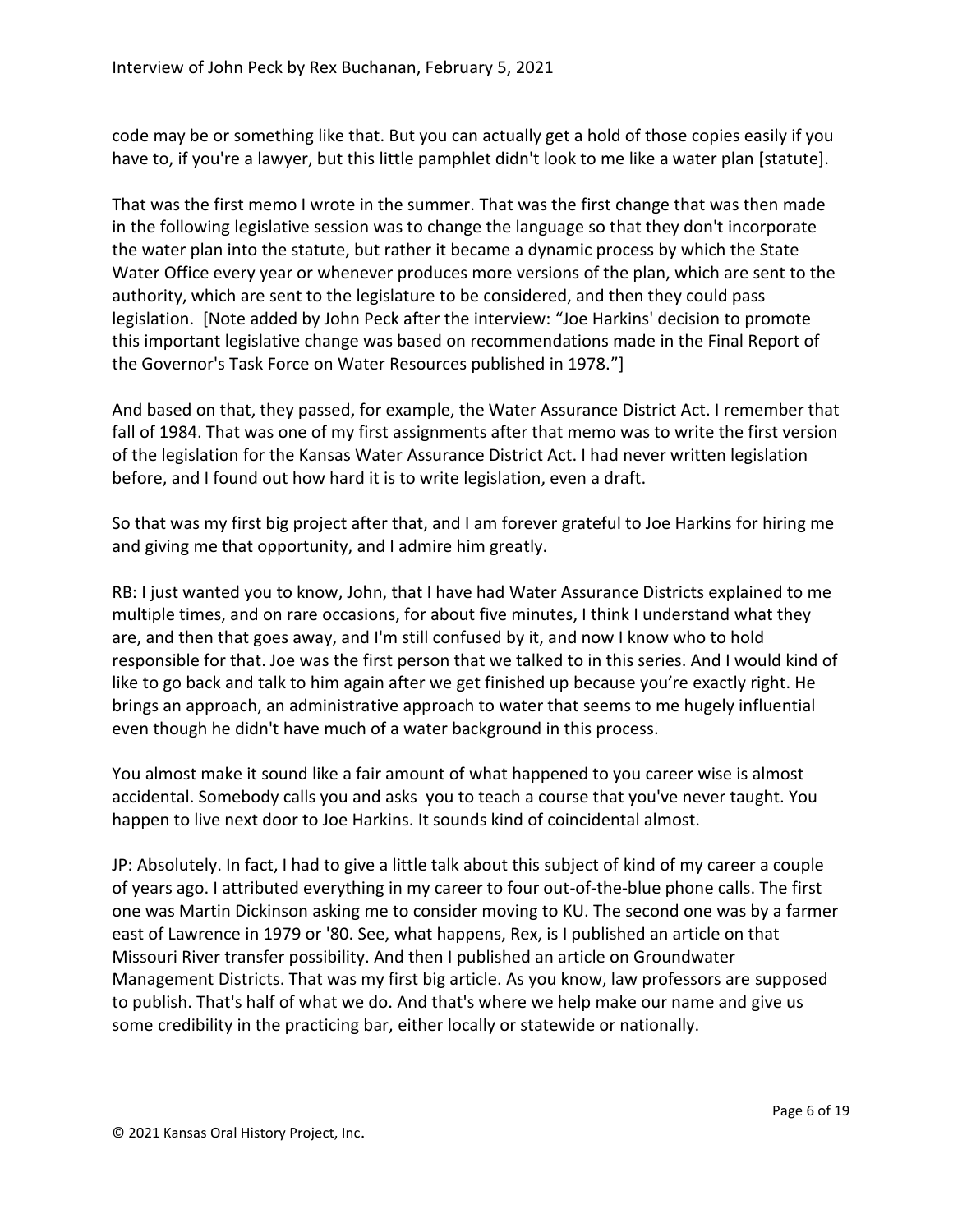code may be or something like that. But you can actually get a hold of those copies easily if you have to, if you're a lawyer, but this little pamphlet didn't look to me like a water plan [statute].

That was the first memo I wrote in the summer. That was the first change that was then made in the following legislative session was to change the language so that they don't incorporate the water plan into the statute, but rather it became a dynamic process by which the State Water Office every year or whenever produces more versions of the plan, which are sent to the authority, which are sent to the legislature to be considered, and then they could pass legislation. [Note added by John Peck after the interview: "Joe Harkins' decision to promote this important legislative change was based on recommendations made in the Final Report of the Governor's Task Force on Water Resources published in 1978."]

And based on that, they passed, for example, the Water Assurance District Act. I remember that fall of 1984. That was one of my first assignments after that memo was to write the first version of the legislation for the Kansas Water Assurance District Act. I had never written legislation before, and I found out how hard it is to write legislation, even a draft.

So that was my first big project after that, and I am forever grateful to Joe Harkins for hiring me and giving me that opportunity, and I admire him greatly.

RB: I just wanted you to know, John, that I have had Water Assurance Districts explained to me multiple times, and on rare occasions, for about five minutes, I think I understand what they are, and then that goes away, and I'm still confused by it, and now I know who to hold responsible for that. Joe was the first person that we talked to in this series. And I would kind of like to go back and talk to him again after we get finished up because you're exactly right. He brings an approach, an administrative approach to water that seems to me hugely influential even though he didn't have much of a water background in this process.

You almost make it sound like a fair amount of what happened to you career wise is almost accidental. Somebody calls you and asks you to teach a course that you've never taught. You happen to live next door to Joe Harkins. It sounds kind of coincidental almost.

JP: Absolutely. In fact, I had to give a little talk about this subject of kind of my career a couple of years ago. I attributed everything in my career to four out-of-the-blue phone calls. The first one was Martin Dickinson asking me to consider moving to KU. The second one was by a farmer east of Lawrence in 1979 or '80. See, what happens, Rex, is I published an article on that Missouri River transfer possibility. And then I published an article on Groundwater Management Districts. That was my first big article. As you know, law professors are supposed to publish. That's half of what we do. And that's where we help make our name and give us some credibility in the practicing bar, either locally or statewide or nationally.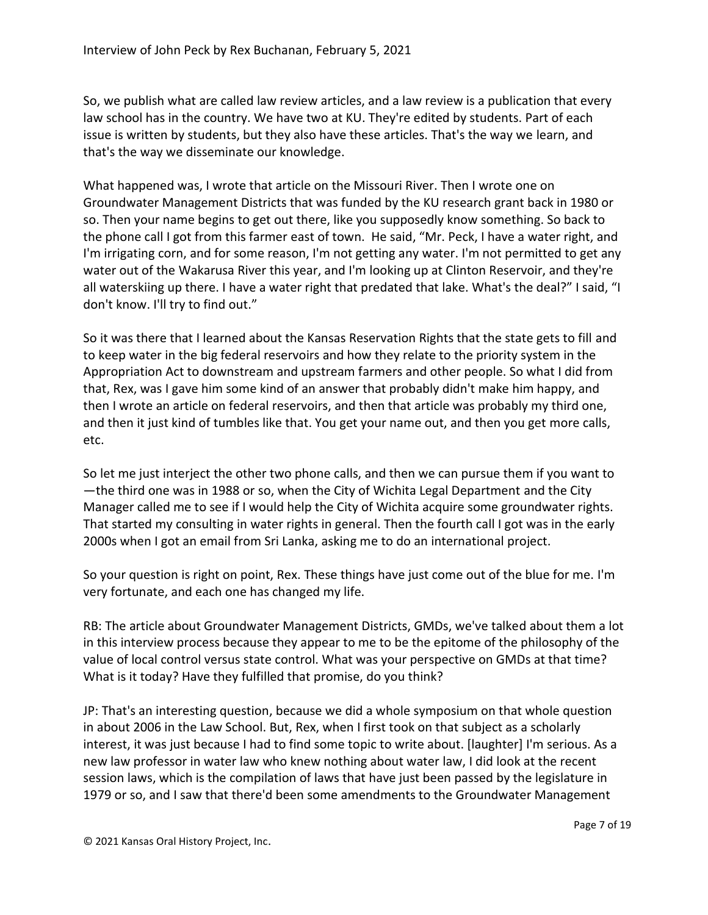So, we publish what are called law review articles, and a law review is a publication that every law school has in the country. We have two at KU. They're edited by students. Part of each issue is written by students, but they also have these articles. That's the way we learn, and that's the way we disseminate our knowledge.

What happened was, I wrote that article on the Missouri River. Then I wrote one on Groundwater Management Districts that was funded by the KU research grant back in 1980 or so. Then your name begins to get out there, like you supposedly know something. So back to the phone call I got from this farmer east of town. He said, "Mr. Peck, I have a water right, and I'm irrigating corn, and for some reason, I'm not getting any water. I'm not permitted to get any water out of the Wakarusa River this year, and I'm looking up at Clinton Reservoir, and they're all waterskiing up there. I have a water right that predated that lake. What's the deal?" I said, "I don't know. I'll try to find out."

So it was there that I learned about the Kansas Reservation Rights that the state gets to fill and to keep water in the big federal reservoirs and how they relate to the priority system in the Appropriation Act to downstream and upstream farmers and other people. So what I did from that, Rex, was I gave him some kind of an answer that probably didn't make him happy, and then I wrote an article on federal reservoirs, and then that article was probably my third one, and then it just kind of tumbles like that. You get your name out, and then you get more calls, etc.

So let me just interject the other two phone calls, and then we can pursue them if you want to —the third one was in 1988 or so, when the City of Wichita Legal Department and the City Manager called me to see if I would help the City of Wichita acquire some groundwater rights. That started my consulting in water rights in general. Then the fourth call I got was in the early 2000s when I got an email from Sri Lanka, asking me to do an international project.

So your question is right on point, Rex. These things have just come out of the blue for me. I'm very fortunate, and each one has changed my life.

RB: The article about Groundwater Management Districts, GMDs, we've talked about them a lot in this interview process because they appear to me to be the epitome of the philosophy of the value of local control versus state control. What was your perspective on GMDs at that time? What is it today? Have they fulfilled that promise, do you think?

JP: That's an interesting question, because we did a whole symposium on that whole question in about 2006 in the Law School. But, Rex, when I first took on that subject as a scholarly interest, it was just because I had to find some topic to write about. [laughter] I'm serious. As a new law professor in water law who knew nothing about water law, I did look at the recent session laws, which is the compilation of laws that have just been passed by the legislature in 1979 or so, and I saw that there'd been some amendments to the Groundwater Management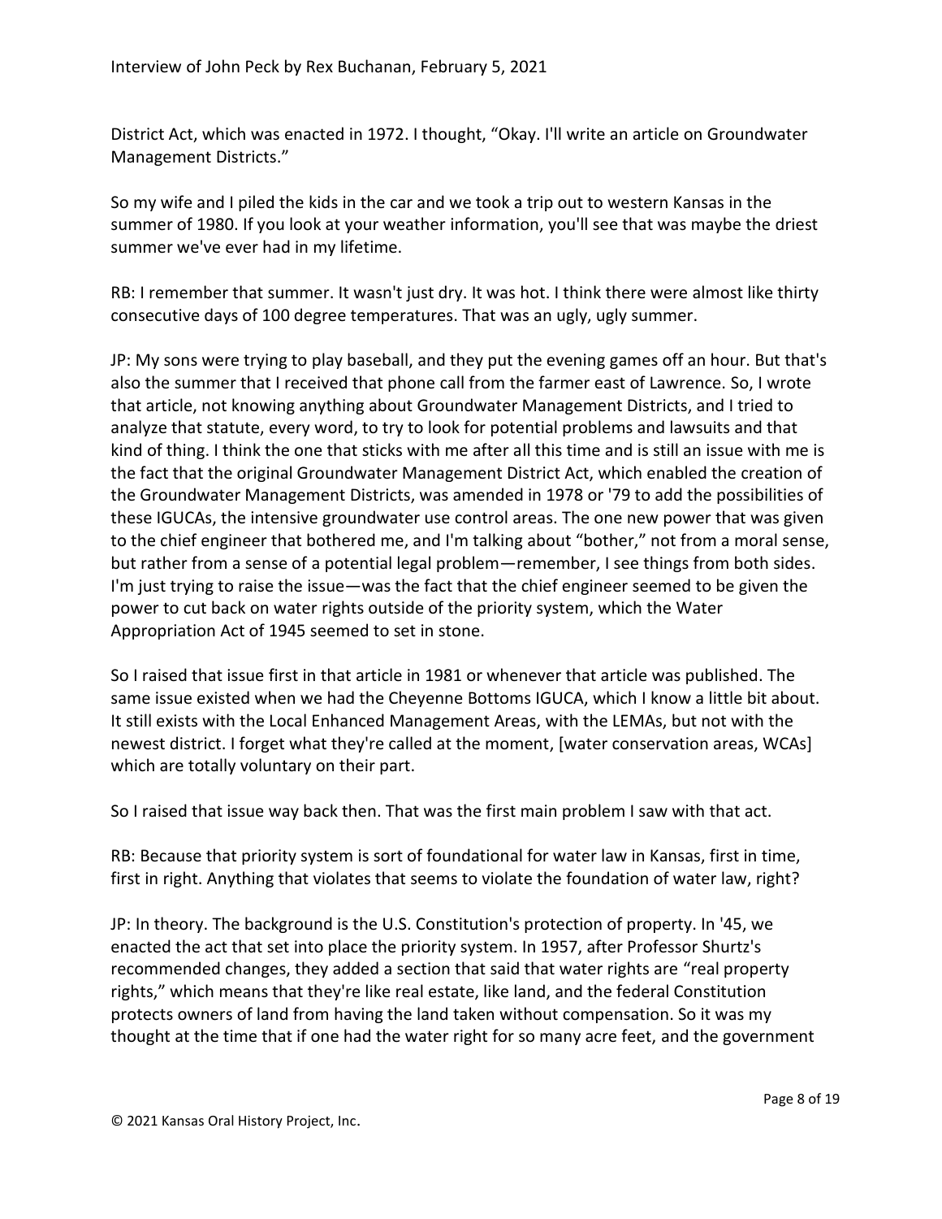District Act, which was enacted in 1972. I thought, "Okay. I'll write an article on Groundwater Management Districts."

So my wife and I piled the kids in the car and we took a trip out to western Kansas in the summer of 1980. If you look at your weather information, you'll see that was maybe the driest summer we've ever had in my lifetime.

RB: I remember that summer. It wasn't just dry. It was hot. I think there were almost like thirty consecutive days of 100 degree temperatures. That was an ugly, ugly summer.

JP: My sons were trying to play baseball, and they put the evening games off an hour. But that's also the summer that I received that phone call from the farmer east of Lawrence. So, I wrote that article, not knowing anything about Groundwater Management Districts, and I tried to analyze that statute, every word, to try to look for potential problems and lawsuits and that kind of thing. I think the one that sticks with me after all this time and is still an issue with me is the fact that the original Groundwater Management District Act, which enabled the creation of the Groundwater Management Districts, was amended in 1978 or '79 to add the possibilities of these IGUCAs, the intensive groundwater use control areas. The one new power that was given to the chief engineer that bothered me, and I'm talking about "bother," not from a moral sense, but rather from a sense of a potential legal problem—remember, I see things from both sides. I'm just trying to raise the issue—was the fact that the chief engineer seemed to be given the power to cut back on water rights outside of the priority system, which the Water Appropriation Act of 1945 seemed to set in stone.

So I raised that issue first in that article in 1981 or whenever that article was published. The same issue existed when we had the Cheyenne Bottoms IGUCA, which I know a little bit about. It still exists with the Local Enhanced Management Areas, with the LEMAs, but not with the newest district. I forget what they're called at the moment, [water conservation areas, WCAs] which are totally voluntary on their part.

So I raised that issue way back then. That was the first main problem I saw with that act.

RB: Because that priority system is sort of foundational for water law in Kansas, first in time, first in right. Anything that violates that seems to violate the foundation of water law, right?

JP: In theory. The background is the U.S. Constitution's protection of property. In '45, we enacted the act that set into place the priority system. In 1957, after Professor Shurtz's recommended changes, they added a section that said that water rights are "real property rights," which means that they're like real estate, like land, and the federal Constitution protects owners of land from having the land taken without compensation. So it was my thought at the time that if one had the water right for so many acre feet, and the government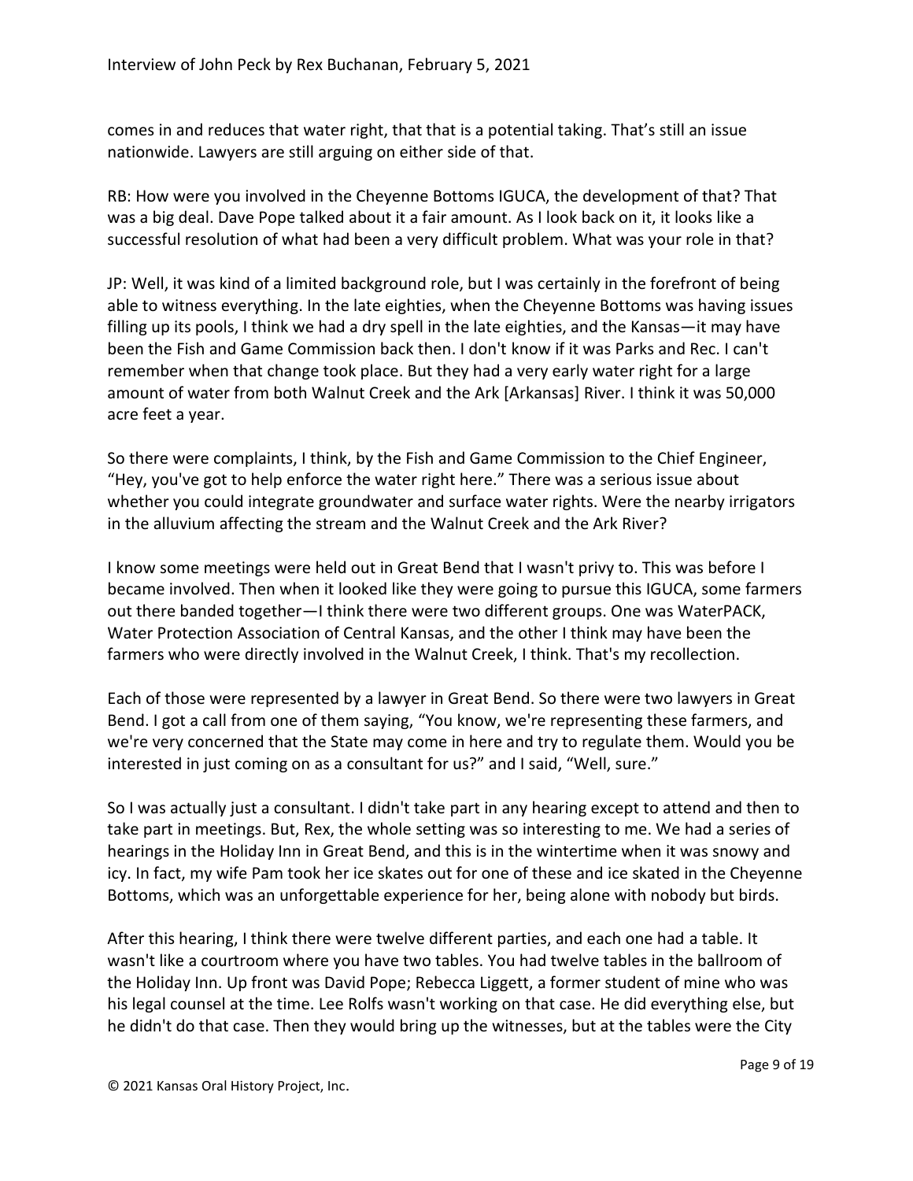comes in and reduces that water right, that that is a potential taking. That's still an issue nationwide. Lawyers are still arguing on either side of that.

RB: How were you involved in the Cheyenne Bottoms IGUCA, the development of that? That was a big deal. Dave Pope talked about it a fair amount. As I look back on it, it looks like a successful resolution of what had been a very difficult problem. What was your role in that?

JP: Well, it was kind of a limited background role, but I was certainly in the forefront of being able to witness everything. In the late eighties, when the Cheyenne Bottoms was having issues filling up its pools, I think we had a dry spell in the late eighties, and the Kansas—it may have been the Fish and Game Commission back then. I don't know if it was Parks and Rec. I can't remember when that change took place. But they had a very early water right for a large amount of water from both Walnut Creek and the Ark [Arkansas] River. I think it was 50,000 acre feet a year.

So there were complaints, I think, by the Fish and Game Commission to the Chief Engineer, "Hey, you've got to help enforce the water right here." There was a serious issue about whether you could integrate groundwater and surface water rights. Were the nearby irrigators in the alluvium affecting the stream and the Walnut Creek and the Ark River?

I know some meetings were held out in Great Bend that I wasn't privy to. This was before I became involved. Then when it looked like they were going to pursue this IGUCA, some farmers out there banded together—I think there were two different groups. One was WaterPACK, Water Protection Association of Central Kansas, and the other I think may have been the farmers who were directly involved in the Walnut Creek, I think. That's my recollection.

Each of those were represented by a lawyer in Great Bend. So there were two lawyers in Great Bend. I got a call from one of them saying, "You know, we're representing these farmers, and we're very concerned that the State may come in here and try to regulate them. Would you be interested in just coming on as a consultant for us?" and I said, "Well, sure."

So I was actually just a consultant. I didn't take part in any hearing except to attend and then to take part in meetings. But, Rex, the whole setting was so interesting to me. We had a series of hearings in the Holiday Inn in Great Bend, and this is in the wintertime when it was snowy and icy. In fact, my wife Pam took her ice skates out for one of these and ice skated in the Cheyenne Bottoms, which was an unforgettable experience for her, being alone with nobody but birds.

After this hearing, I think there were twelve different parties, and each one had a table. It wasn't like a courtroom where you have two tables. You had twelve tables in the ballroom of the Holiday Inn. Up front was David Pope; Rebecca Liggett, a former student of mine who was his legal counsel at the time. Lee Rolfs wasn't working on that case. He did everything else, but he didn't do that case. Then they would bring up the witnesses, but at the tables were the City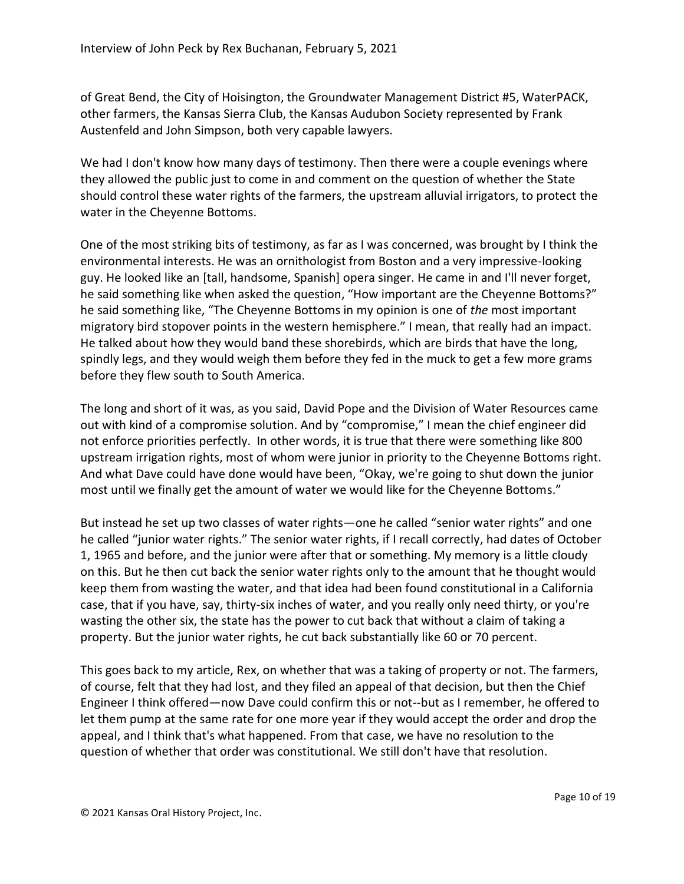of Great Bend, the City of Hoisington, the Groundwater Management District #5, WaterPACK, other farmers, the Kansas Sierra Club, the Kansas Audubon Society represented by Frank Austenfeld and John Simpson, both very capable lawyers.

We had I don't know how many days of testimony. Then there were a couple evenings where they allowed the public just to come in and comment on the question of whether the State should control these water rights of the farmers, the upstream alluvial irrigators, to protect the water in the Cheyenne Bottoms.

One of the most striking bits of testimony, as far as I was concerned, was brought by I think the environmental interests. He was an ornithologist from Boston and a very impressive-looking guy. He looked like an [tall, handsome, Spanish] opera singer. He came in and I'll never forget, he said something like when asked the question, "How important are the Cheyenne Bottoms?" he said something like, "The Cheyenne Bottoms in my opinion is one of *the* most important migratory bird stopover points in the western hemisphere." I mean, that really had an impact. He talked about how they would band these shorebirds, which are birds that have the long, spindly legs, and they would weigh them before they fed in the muck to get a few more grams before they flew south to South America.

The long and short of it was, as you said, David Pope and the Division of Water Resources came out with kind of a compromise solution. And by "compromise," I mean the chief engineer did not enforce priorities perfectly. In other words, it is true that there were something like 800 upstream irrigation rights, most of whom were junior in priority to the Cheyenne Bottoms right. And what Dave could have done would have been, "Okay, we're going to shut down the junior most until we finally get the amount of water we would like for the Cheyenne Bottoms."

But instead he set up two classes of water rights—one he called "senior water rights" and one he called "junior water rights." The senior water rights, if I recall correctly, had dates of October 1, 1965 and before, and the junior were after that or something. My memory is a little cloudy on this. But he then cut back the senior water rights only to the amount that he thought would keep them from wasting the water, and that idea had been found constitutional in a California case, that if you have, say, thirty-six inches of water, and you really only need thirty, or you're wasting the other six, the state has the power to cut back that without a claim of taking a property. But the junior water rights, he cut back substantially like 60 or 70 percent.

This goes back to my article, Rex, on whether that was a taking of property or not. The farmers, of course, felt that they had lost, and they filed an appeal of that decision, but then the Chief Engineer I think offered—now Dave could confirm this or not--but as I remember, he offered to let them pump at the same rate for one more year if they would accept the order and drop the appeal, and I think that's what happened. From that case, we have no resolution to the question of whether that order was constitutional. We still don't have that resolution.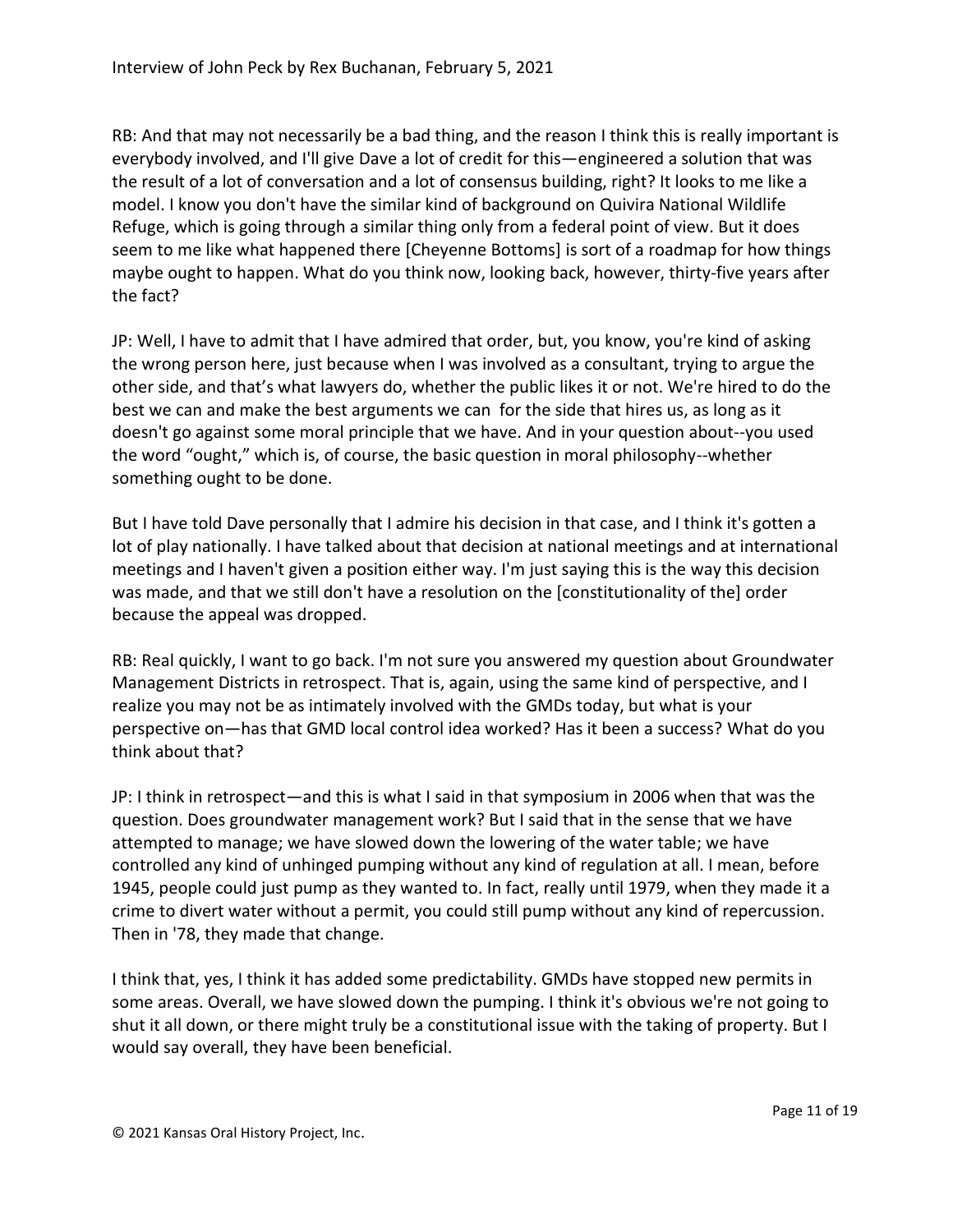RB: And that may not necessarily be a bad thing, and the reason I think this is really important is everybody involved, and I'll give Dave a lot of credit for this—engineered a solution that was the result of a lot of conversation and a lot of consensus building, right? It looks to me like a model. I know you don't have the similar kind of background on Quivira National Wildlife Refuge, which is going through a similar thing only from a federal point of view. But it does seem to me like what happened there [Cheyenne Bottoms] is sort of a roadmap for how things maybe ought to happen. What do you think now, looking back, however, thirty-five years after the fact?

JP: Well, I have to admit that I have admired that order, but, you know, you're kind of asking the wrong person here, just because when I was involved as a consultant, trying to argue the other side, and that's what lawyers do, whether the public likes it or not. We're hired to do the best we can and make the best arguments we can for the side that hires us, as long as it doesn't go against some moral principle that we have. And in your question about--you used the word "ought," which is, of course, the basic question in moral philosophy--whether something ought to be done.

But I have told Dave personally that I admire his decision in that case, and I think it's gotten a lot of play nationally. I have talked about that decision at national meetings and at international meetings and I haven't given a position either way. I'm just saying this is the way this decision was made, and that we still don't have a resolution on the [constitutionality of the] order because the appeal was dropped.

RB: Real quickly, I want to go back. I'm not sure you answered my question about Groundwater Management Districts in retrospect. That is, again, using the same kind of perspective, and I realize you may not be as intimately involved with the GMDs today, but what is your perspective on—has that GMD local control idea worked? Has it been a success? What do you think about that?

JP: I think in retrospect—and this is what I said in that symposium in 2006 when that was the question. Does groundwater management work? But I said that in the sense that we have attempted to manage; we have slowed down the lowering of the water table; we have controlled any kind of unhinged pumping without any kind of regulation at all. I mean, before 1945, people could just pump as they wanted to. In fact, really until 1979, when they made it a crime to divert water without a permit, you could still pump without any kind of repercussion. Then in '78, they made that change.

I think that, yes, I think it has added some predictability. GMDs have stopped new permits in some areas. Overall, we have slowed down the pumping. I think it's obvious we're not going to shut it all down, or there might truly be a constitutional issue with the taking of property. But I would say overall, they have been beneficial.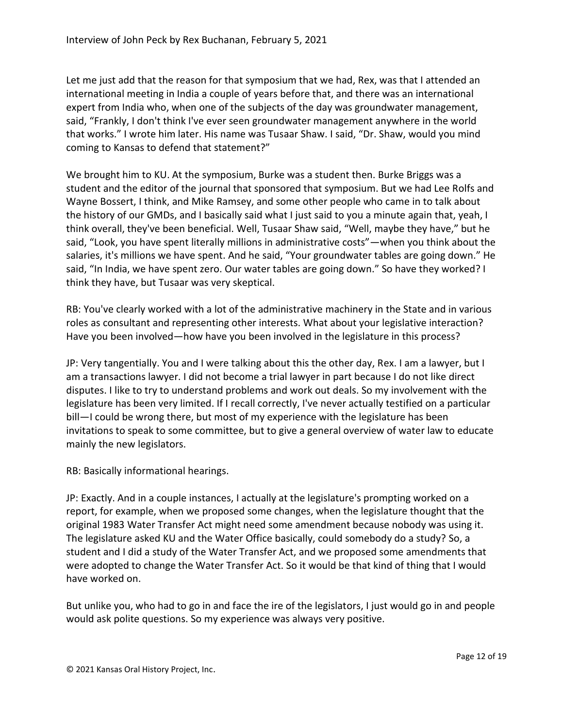Let me just add that the reason for that symposium that we had, Rex, was that I attended an international meeting in India a couple of years before that, and there was an international expert from India who, when one of the subjects of the day was groundwater management, said, "Frankly, I don't think I've ever seen groundwater management anywhere in the world that works." I wrote him later. His name was Tusaar Shaw. I said, "Dr. Shaw, would you mind coming to Kansas to defend that statement?"

We brought him to KU. At the symposium, Burke was a student then. Burke Briggs was a student and the editor of the journal that sponsored that symposium. But we had Lee Rolfs and Wayne Bossert, I think, and Mike Ramsey, and some other people who came in to talk about the history of our GMDs, and I basically said what I just said to you a minute again that, yeah, I think overall, they've been beneficial. Well, Tusaar Shaw said, "Well, maybe they have," but he said, "Look, you have spent literally millions in administrative costs"—when you think about the salaries, it's millions we have spent. And he said, "Your groundwater tables are going down." He said, "In India, we have spent zero. Our water tables are going down." So have they worked? I think they have, but Tusaar was very skeptical.

RB: You've clearly worked with a lot of the administrative machinery in the State and in various roles as consultant and representing other interests. What about your legislative interaction? Have you been involved—how have you been involved in the legislature in this process?

JP: Very tangentially. You and I were talking about this the other day, Rex. I am a lawyer, but I am a transactions lawyer. I did not become a trial lawyer in part because I do not like direct disputes. I like to try to understand problems and work out deals. So my involvement with the legislature has been very limited. If I recall correctly, I've never actually testified on a particular bill—I could be wrong there, but most of my experience with the legislature has been invitations to speak to some committee, but to give a general overview of water law to educate mainly the new legislators.

RB: Basically informational hearings.

JP: Exactly. And in a couple instances, I actually at the legislature's prompting worked on a report, for example, when we proposed some changes, when the legislature thought that the original 1983 Water Transfer Act might need some amendment because nobody was using it. The legislature asked KU and the Water Office basically, could somebody do a study? So, a student and I did a study of the Water Transfer Act, and we proposed some amendments that were adopted to change the Water Transfer Act. So it would be that kind of thing that I would have worked on.

But unlike you, who had to go in and face the ire of the legislators, I just would go in and people would ask polite questions. So my experience was always very positive.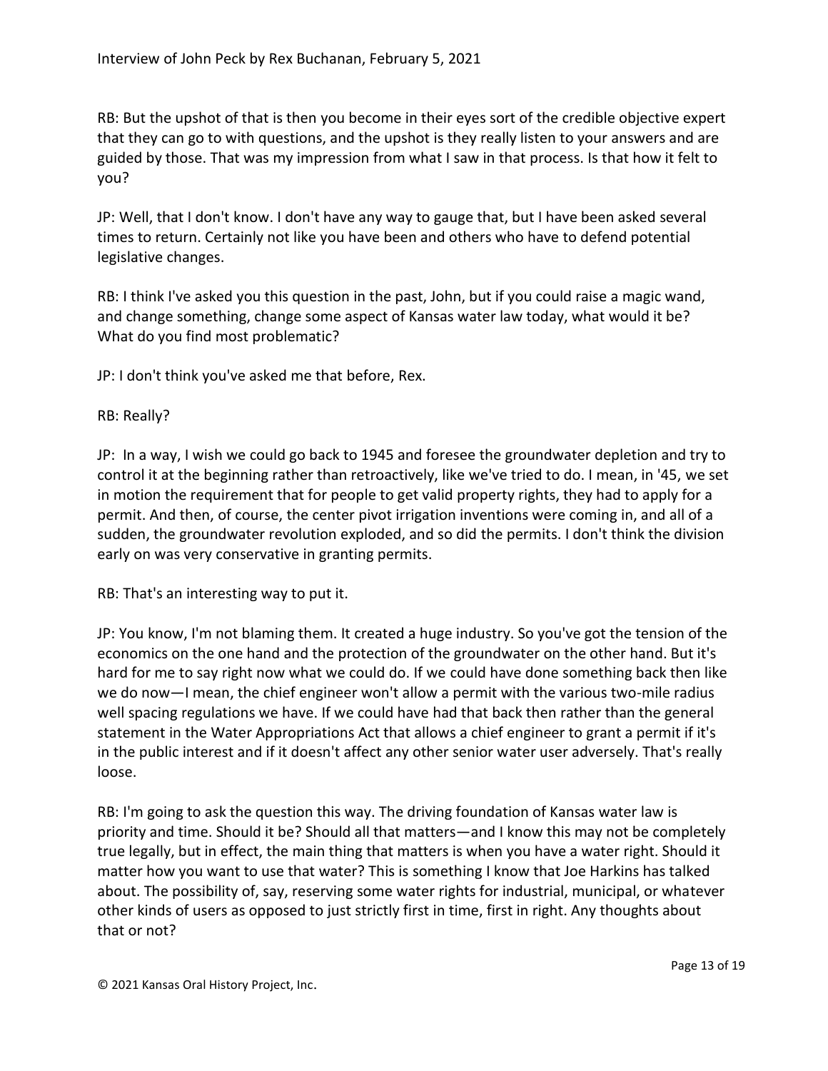RB: But the upshot of that is then you become in their eyes sort of the credible objective expert that they can go to with questions, and the upshot is they really listen to your answers and are guided by those. That was my impression from what I saw in that process. Is that how it felt to you?

JP: Well, that I don't know. I don't have any way to gauge that, but I have been asked several times to return. Certainly not like you have been and others who have to defend potential legislative changes.

RB: I think I've asked you this question in the past, John, but if you could raise a magic wand, and change something, change some aspect of Kansas water law today, what would it be? What do you find most problematic?

JP: I don't think you've asked me that before, Rex.

RB: Really?

JP: In a way, I wish we could go back to 1945 and foresee the groundwater depletion and try to control it at the beginning rather than retroactively, like we've tried to do. I mean, in '45, we set in motion the requirement that for people to get valid property rights, they had to apply for a permit. And then, of course, the center pivot irrigation inventions were coming in, and all of a sudden, the groundwater revolution exploded, and so did the permits. I don't think the division early on was very conservative in granting permits.

RB: That's an interesting way to put it.

JP: You know, I'm not blaming them. It created a huge industry. So you've got the tension of the economics on the one hand and the protection of the groundwater on the other hand. But it's hard for me to say right now what we could do. If we could have done something back then like we do now—I mean, the chief engineer won't allow a permit with the various two-mile radius well spacing regulations we have. If we could have had that back then rather than the general statement in the Water Appropriations Act that allows a chief engineer to grant a permit if it's in the public interest and if it doesn't affect any other senior water user adversely. That's really loose.

RB: I'm going to ask the question this way. The driving foundation of Kansas water law is priority and time. Should it be? Should all that matters—and I know this may not be completely true legally, but in effect, the main thing that matters is when you have a water right. Should it matter how you want to use that water? This is something I know that Joe Harkins has talked about. The possibility of, say, reserving some water rights for industrial, municipal, or whatever other kinds of users as opposed to just strictly first in time, first in right. Any thoughts about that or not?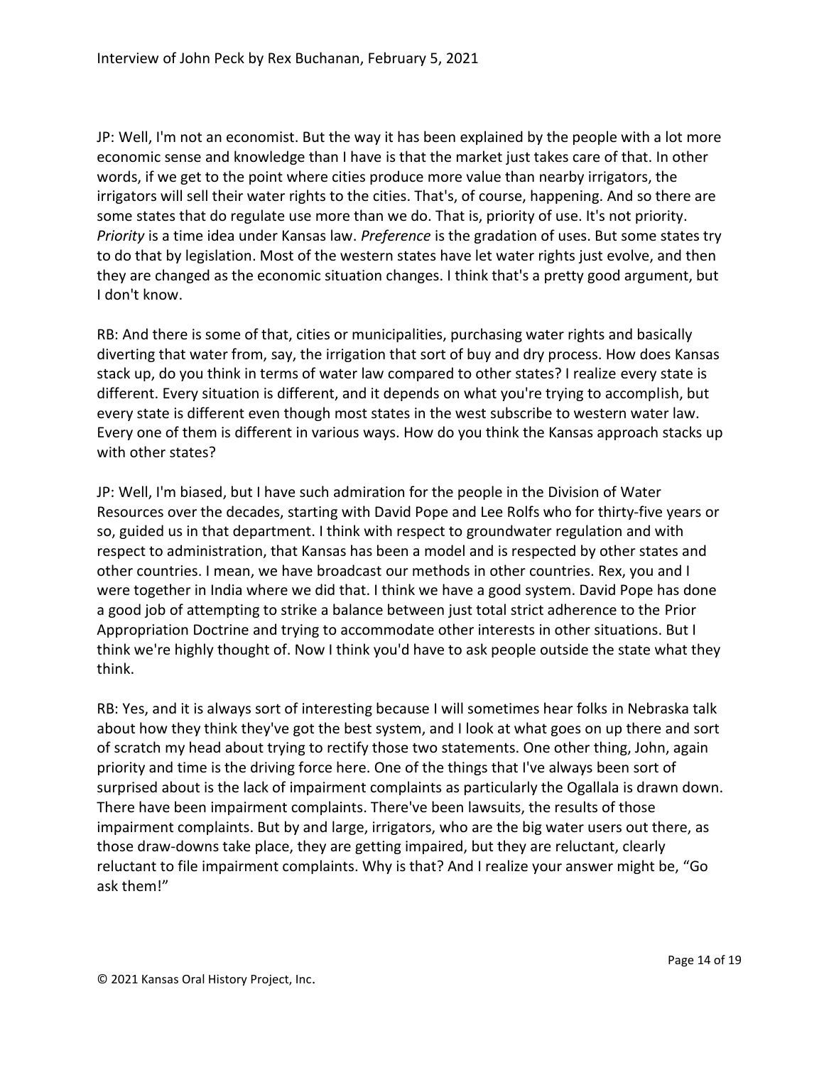JP: Well, I'm not an economist. But the way it has been explained by the people with a lot more economic sense and knowledge than I have is that the market just takes care of that. In other words, if we get to the point where cities produce more value than nearby irrigators, the irrigators will sell their water rights to the cities. That's, of course, happening. And so there are some states that do regulate use more than we do. That is, priority of use. It's not priority. *Priority* is a time idea under Kansas law. *Preference* is the gradation of uses. But some states try to do that by legislation. Most of the western states have let water rights just evolve, and then they are changed as the economic situation changes. I think that's a pretty good argument, but I don't know.

RB: And there is some of that, cities or municipalities, purchasing water rights and basically diverting that water from, say, the irrigation that sort of buy and dry process. How does Kansas stack up, do you think in terms of water law compared to other states? I realize every state is different. Every situation is different, and it depends on what you're trying to accomplish, but every state is different even though most states in the west subscribe to western water law. Every one of them is different in various ways. How do you think the Kansas approach stacks up with other states?

JP: Well, I'm biased, but I have such admiration for the people in the Division of Water Resources over the decades, starting with David Pope and Lee Rolfs who for thirty-five years or so, guided us in that department. I think with respect to groundwater regulation and with respect to administration, that Kansas has been a model and is respected by other states and other countries. I mean, we have broadcast our methods in other countries. Rex, you and I were together in India where we did that. I think we have a good system. David Pope has done a good job of attempting to strike a balance between just total strict adherence to the Prior Appropriation Doctrine and trying to accommodate other interests in other situations. But I think we're highly thought of. Now I think you'd have to ask people outside the state what they think.

RB: Yes, and it is always sort of interesting because I will sometimes hear folks in Nebraska talk about how they think they've got the best system, and I look at what goes on up there and sort of scratch my head about trying to rectify those two statements. One other thing, John, again priority and time is the driving force here. One of the things that I've always been sort of surprised about is the lack of impairment complaints as particularly the Ogallala is drawn down. There have been impairment complaints. There've been lawsuits, the results of those impairment complaints. But by and large, irrigators, who are the big water users out there, as those draw-downs take place, they are getting impaired, but they are reluctant, clearly reluctant to file impairment complaints. Why is that? And I realize your answer might be, "Go ask them!"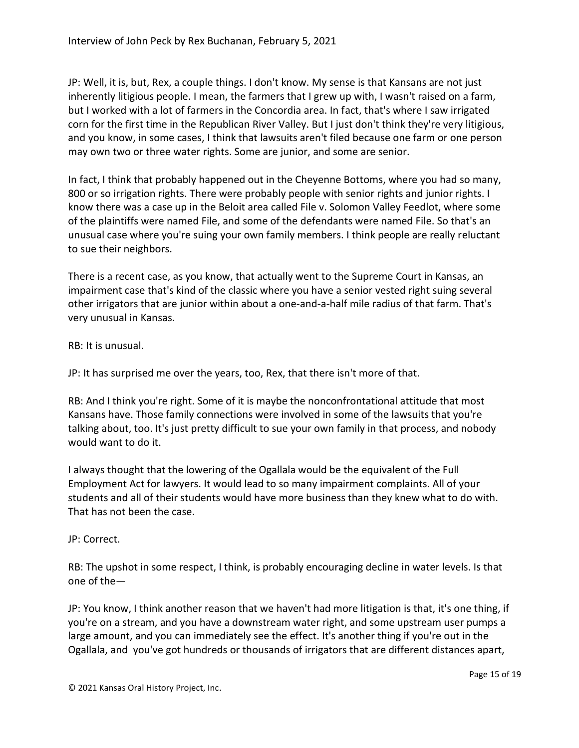JP: Well, it is, but, Rex, a couple things. I don't know. My sense is that Kansans are not just inherently litigious people. I mean, the farmers that I grew up with, I wasn't raised on a farm, but I worked with a lot of farmers in the Concordia area. In fact, that's where I saw irrigated corn for the first time in the Republican River Valley. But I just don't think they're very litigious, and you know, in some cases, I think that lawsuits aren't filed because one farm or one person may own two or three water rights. Some are junior, and some are senior.

In fact, I think that probably happened out in the Cheyenne Bottoms, where you had so many, 800 or so irrigation rights. There were probably people with senior rights and junior rights. I know there was a case up in the Beloit area called File v. Solomon Valley Feedlot, where some of the plaintiffs were named File, and some of the defendants were named File. So that's an unusual case where you're suing your own family members. I think people are really reluctant to sue their neighbors.

There is a recent case, as you know, that actually went to the Supreme Court in Kansas, an impairment case that's kind of the classic where you have a senior vested right suing several other irrigators that are junior within about a one-and-a-half mile radius of that farm. That's very unusual in Kansas.

RB: It is unusual.

JP: It has surprised me over the years, too, Rex, that there isn't more of that.

RB: And I think you're right. Some of it is maybe the nonconfrontational attitude that most Kansans have. Those family connections were involved in some of the lawsuits that you're talking about, too. It's just pretty difficult to sue your own family in that process, and nobody would want to do it.

I always thought that the lowering of the Ogallala would be the equivalent of the Full Employment Act for lawyers. It would lead to so many impairment complaints. All of your students and all of their students would have more business than they knew what to do with. That has not been the case.

JP: Correct.

RB: The upshot in some respect, I think, is probably encouraging decline in water levels. Is that one of the—

JP: You know, I think another reason that we haven't had more litigation is that, it's one thing, if you're on a stream, and you have a downstream water right, and some upstream user pumps a large amount, and you can immediately see the effect. It's another thing if you're out in the Ogallala, and you've got hundreds or thousands of irrigators that are different distances apart,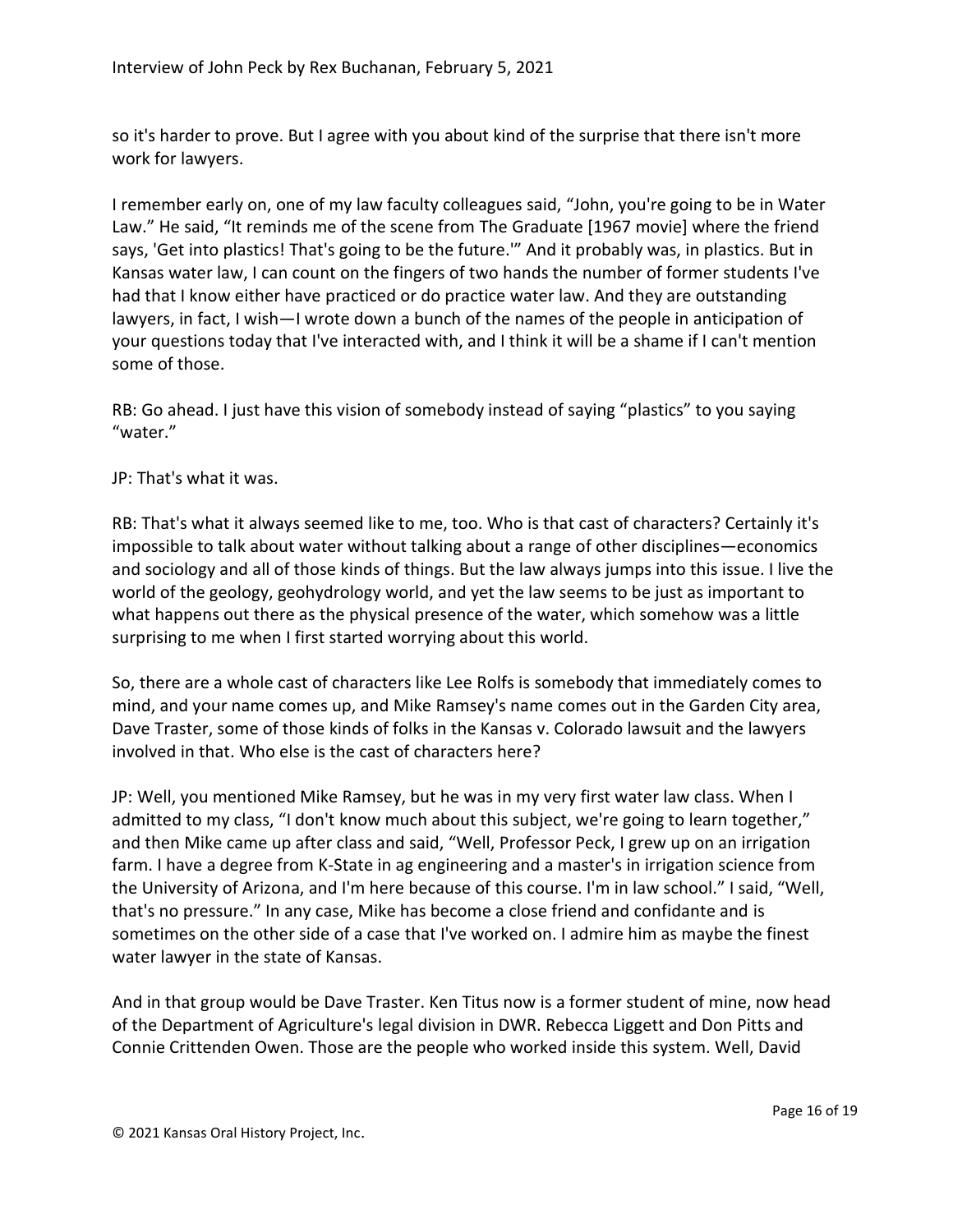so it's harder to prove. But I agree with you about kind of the surprise that there isn't more work for lawyers.

I remember early on, one of my law faculty colleagues said, "John, you're going to be in Water Law." He said, "It reminds me of the scene from The Graduate [1967 movie] where the friend says, 'Get into plastics! That's going to be the future.'" And it probably was, in plastics. But in Kansas water law, I can count on the fingers of two hands the number of former students I've had that I know either have practiced or do practice water law. And they are outstanding lawyers, in fact, I wish—I wrote down a bunch of the names of the people in anticipation of your questions today that I've interacted with, and I think it will be a shame if I can't mention some of those.

RB: Go ahead. I just have this vision of somebody instead of saying "plastics" to you saying "water."

JP: That's what it was.

RB: That's what it always seemed like to me, too. Who is that cast of characters? Certainly it's impossible to talk about water without talking about a range of other disciplines—economics and sociology and all of those kinds of things. But the law always jumps into this issue. I live the world of the geology, geohydrology world, and yet the law seems to be just as important to what happens out there as the physical presence of the water, which somehow was a little surprising to me when I first started worrying about this world.

So, there are a whole cast of characters like Lee Rolfs is somebody that immediately comes to mind, and your name comes up, and Mike Ramsey's name comes out in the Garden City area, Dave Traster, some of those kinds of folks in the Kansas v. Colorado lawsuit and the lawyers involved in that. Who else is the cast of characters here?

JP: Well, you mentioned Mike Ramsey, but he was in my very first water law class. When I admitted to my class, "I don't know much about this subject, we're going to learn together," and then Mike came up after class and said, "Well, Professor Peck, I grew up on an irrigation farm. I have a degree from K-State in ag engineering and a master's in irrigation science from the University of Arizona, and I'm here because of this course. I'm in law school." I said, "Well, that's no pressure." In any case, Mike has become a close friend and confidante and is sometimes on the other side of a case that I've worked on. I admire him as maybe the finest water lawyer in the state of Kansas.

And in that group would be Dave Traster. Ken Titus now is a former student of mine, now head of the Department of Agriculture's legal division in DWR. Rebecca Liggett and Don Pitts and Connie Crittenden Owen. Those are the people who worked inside this system. Well, David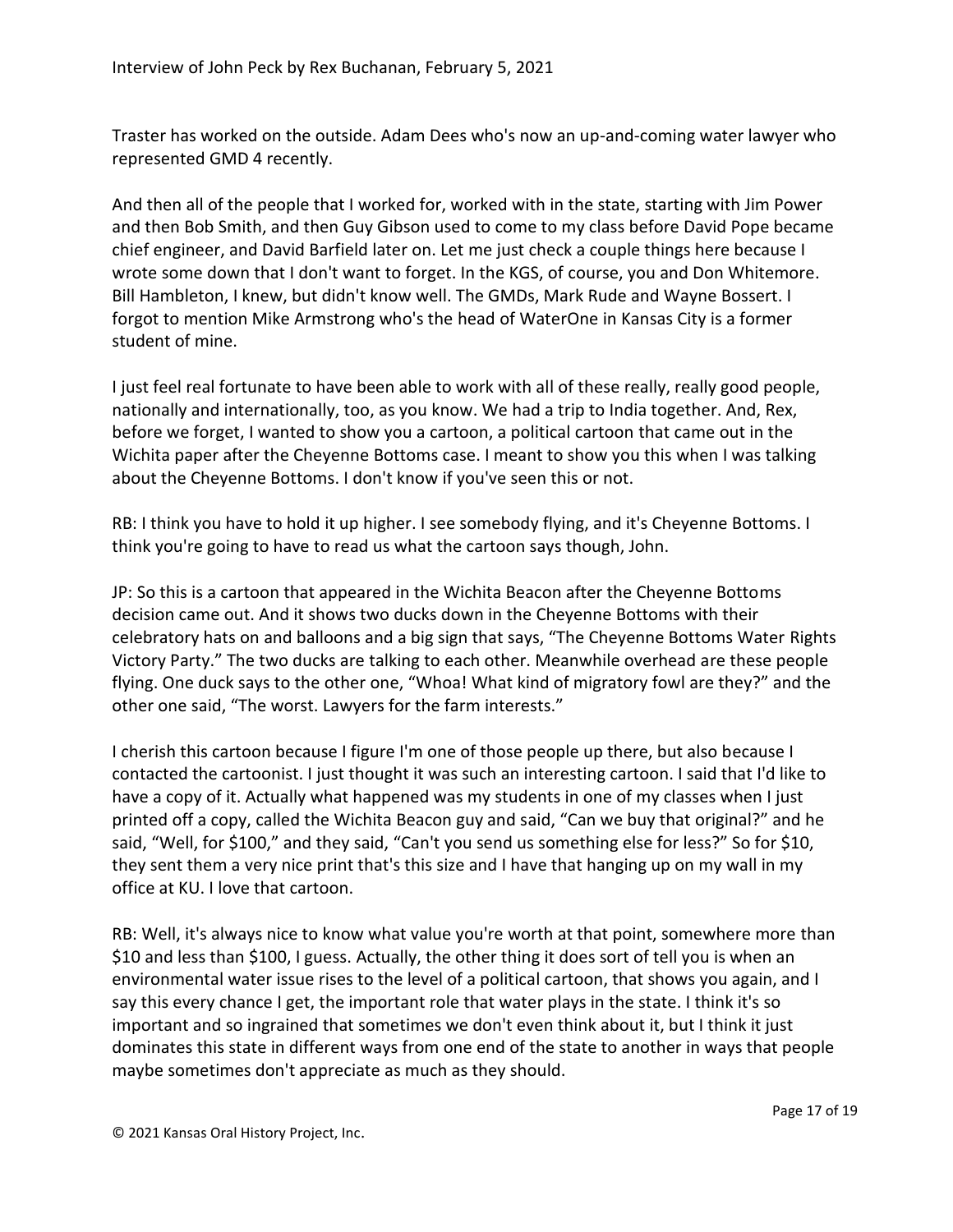Traster has worked on the outside. Adam Dees who's now an up-and-coming water lawyer who represented GMD 4 recently.

And then all of the people that I worked for, worked with in the state, starting with Jim Power and then Bob Smith, and then Guy Gibson used to come to my class before David Pope became chief engineer, and David Barfield later on. Let me just check a couple things here because I wrote some down that I don't want to forget. In the KGS, of course, you and Don Whitemore. Bill Hambleton, I knew, but didn't know well. The GMDs, Mark Rude and Wayne Bossert. I forgot to mention Mike Armstrong who's the head of WaterOne in Kansas City is a former student of mine.

I just feel real fortunate to have been able to work with all of these really, really good people, nationally and internationally, too, as you know. We had a trip to India together. And, Rex, before we forget, I wanted to show you a cartoon, a political cartoon that came out in the Wichita paper after the Cheyenne Bottoms case. I meant to show you this when I was talking about the Cheyenne Bottoms. I don't know if you've seen this or not.

RB: I think you have to hold it up higher. I see somebody flying, and it's Cheyenne Bottoms. I think you're going to have to read us what the cartoon says though, John.

JP: So this is a cartoon that appeared in the Wichita Beacon after the Cheyenne Bottoms decision came out. And it shows two ducks down in the Cheyenne Bottoms with their celebratory hats on and balloons and a big sign that says, "The Cheyenne Bottoms Water Rights Victory Party." The two ducks are talking to each other. Meanwhile overhead are these people flying. One duck says to the other one, "Whoa! What kind of migratory fowl are they?" and the other one said, "The worst. Lawyers for the farm interests."

I cherish this cartoon because I figure I'm one of those people up there, but also because I contacted the cartoonist. I just thought it was such an interesting cartoon. I said that I'd like to have a copy of it. Actually what happened was my students in one of my classes when I just printed off a copy, called the Wichita Beacon guy and said, "Can we buy that original?" and he said, "Well, for $100," and they said, "Can't you send us something else for less?" So for $10, they sent them a very nice print that's this size and I have that hanging up on my wall in my office at KU. I love that cartoon.

RB: Well, it's always nice to know what value you're worth at that point, somewhere more than $10 and less than $100, I guess. Actually, the other thing it does sort of tell you is when an environmental water issue rises to the level of a political cartoon, that shows you again, and I say this every chance I get, the important role that water plays in the state. I think it's so important and so ingrained that sometimes we don't even think about it, but I think it just dominates this state in different ways from one end of the state to another in ways that people maybe sometimes don't appreciate as much as they should.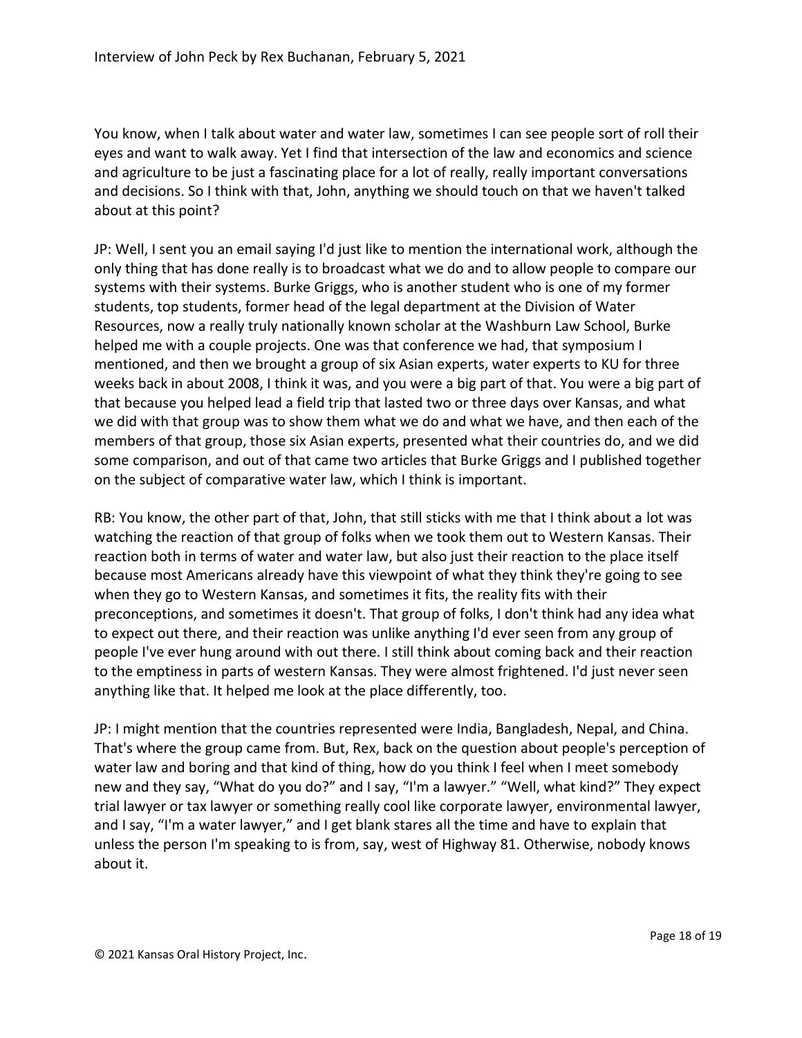You know, when I talk about water and water law, sometimes I can see people sort of roll their eyes and want to walk away. Yet I find that intersection of the law and economics and science and agriculture to be just a fascinating place for a lot of really, really important conversations and decisions. So I think with that, John, anything we should touch on that we haven't talked about at this point?

JP: Well, I sent you an email saying I'd just like to mention the international work, although the only thing that has done really is to broadcast what we do and to allow people to compare our systems with their systems. Burke Griggs, who is another student who is one of my former students, top students, former head of the legal department at the Division of Water Resources, now a really truly nationally known scholar at the Washburn Law School, Burke helped me with a couple projects. One was that conference we had, that symposium I mentioned, and then we brought a group of six Asian experts, water experts to KU for three weeks back in about 2008, I think it was, and you were a big part of that. You were a big part of that because you helped lead a field trip that lasted two or three days over Kansas, and what we did with that group was to show them what we do and what we have, and then each of the members of that group, those six Asian experts, presented what their countries do, and we did some comparison, and out of that came two articles that Burke Griggs and I published together on the subject of comparative water law, which I think is important.

RB: You know, the other part of that, John, that still sticks with me that I think about a lot was watching the reaction of that group of folks when we took them out to Western Kansas. Their reaction both in terms of water and water law, but also just their reaction to the place itself because most Americans already have this viewpoint of what they think they're going to see when they go to Western Kansas, and sometimes it fits, the reality fits with their preconceptions, and sometimes it doesn't. That group of folks, I don't think had any idea what to expect out there, and their reaction was unlike anything I'd ever seen from any group of people I've ever hung around with out there. I still think about coming back and their reaction to the emptiness in parts of western Kansas. They were almost frightened. I'd just never seen anything like that. It helped me look at the place differently, too.

JP: I might mention that the countries represented were India, Bangladesh, Nepal, and China. That's where the group came from. But, Rex, back on the question about people's perception of water law and boring and that kind of thing, how do you think I feel when I meet somebody new and they say, "What do you do?" and I say, "I'm a lawyer." "Well, what kind?" They expect trial lawyer or tax lawyer or something really cool like corporate lawyer, environmental lawyer, and I say, "I'm a water lawyer," and I get blank stares all the time and have to explain that unless the person I'm speaking to is from, say, west of Highway 81. Otherwise, nobody knows about it.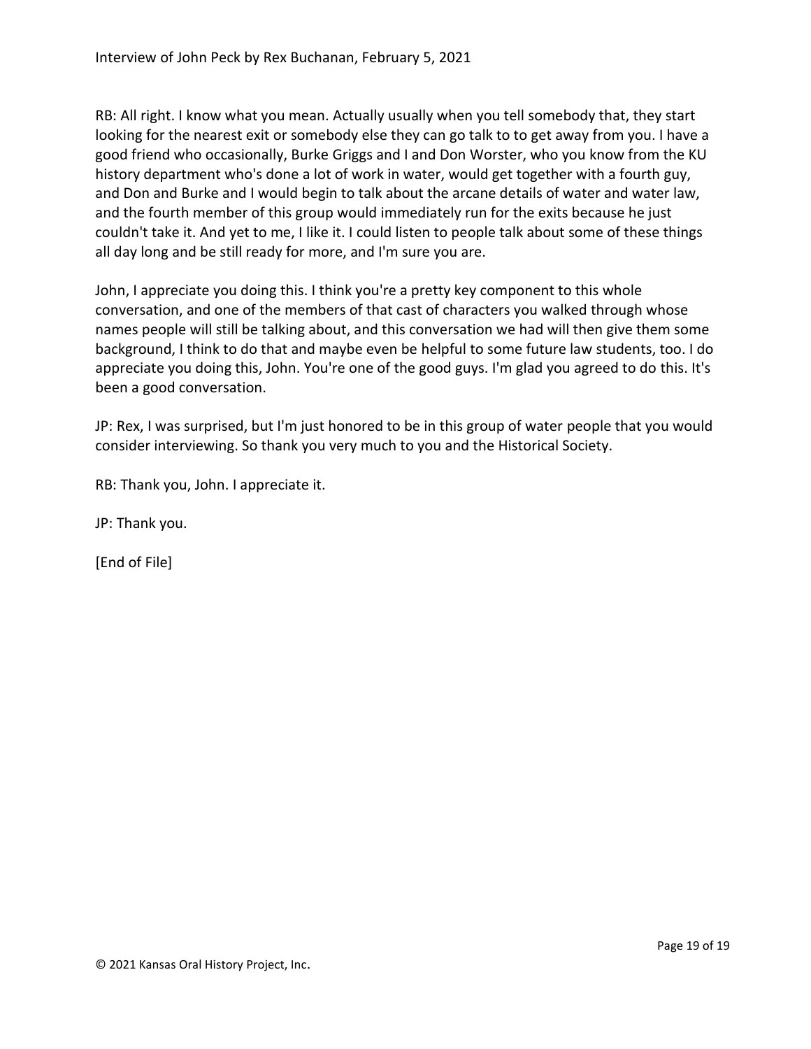RB: All right. I know what you mean. Actually usually when you tell somebody that, they start looking for the nearest exit or somebody else they can go talk to to get away from you. I have a good friend who occasionally, Burke Griggs and I and Don Worster, who you know from the KU history department who's done a lot of work in water, would get together with a fourth guy, and Don and Burke and I would begin to talk about the arcane details of water and water law, and the fourth member of this group would immediately run for the exits because he just couldn't take it. And yet to me, I like it. I could listen to people talk about some of these things all day long and be still ready for more, and I'm sure you are.

John, I appreciate you doing this. I think you're a pretty key component to this whole conversation, and one of the members of that cast of characters you walked through whose names people will still be talking about, and this conversation we had will then give them some background, I think to do that and maybe even be helpful to some future law students, too. I do appreciate you doing this, John. You're one of the good guys. I'm glad you agreed to do this. It's been a good conversation.

JP: Rex, I was surprised, but I'm just honored to be in this group of water people that you would consider interviewing. So thank you very much to you and the Historical Society.

RB: Thank you, John. I appreciate it.

JP: Thank you.

[End of File]

© 2021 Kansas Oral History Project, Inc.